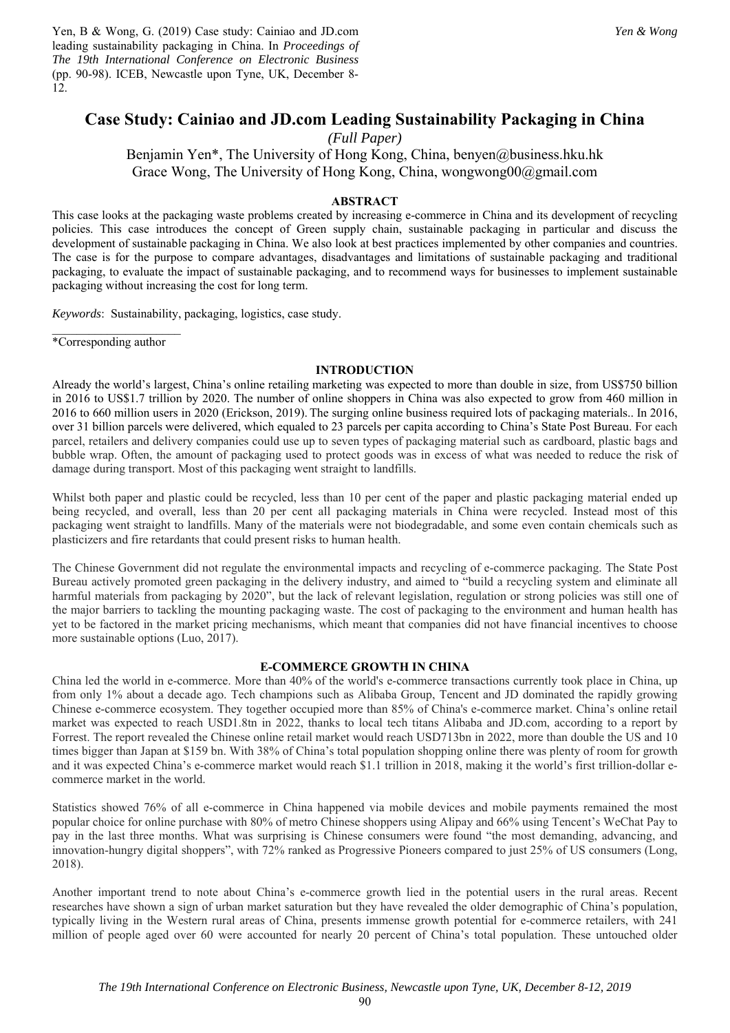Yen, B & Wong, G. (2019) Case study: Cainiao and JD.com leading sustainability packaging in China. In *Proceedings of The 19th International Conference on Electronic Business* (pp. 90-98). ICEB, Newcastle upon Tyne, UK, December 8-12.

# Case Study: Cainiao and JD.com Leading Sustainability Packaging in China

*(Full Paper)*

Benjamin Yen*, The University of Hong Kong, China, benyen@business.hku.hk
Grace Wong, The University of Hong Kong, China, wongwong00@gmail.com

## ABSTRACT

This case looks at the packaging waste problems created by increasing e-commerce in China and its development of recycling policies. This case introduces the concept of Green supply chain, sustainable packaging in particular and discuss the development of sustainable packaging in China. We also look at best practices implemented by other companies and countries. The case is for the purpose to compare advantages, disadvantages and limitations of sustainable packaging and traditional packaging, to evaluate the impact of sustainable packaging, and to recommend ways for businesses to implement sustainable packaging without increasing the cost for long term.

*Keywords*: Sustainability, packaging, logistics, case study.

*Corresponding author

## INTRODUCTION

Already the world's largest, China's online retailing marketing was expected to more than double in size, from US$750 billion in 2016 to US$1.7 trillion by 2020. The number of online shoppers in China was also expected to grow from 460 million in 2016 to 660 million users in 2020 (Erickson, 2019). The surging online business required lots of packaging materials.. In 2016, over 31 billion parcels were delivered, which equaled to 23 parcels per capita according to China's State Post Bureau. For each parcel, retailers and delivery companies could use up to seven types of packaging material such as cardboard, plastic bags and bubble wrap. Often, the amount of packaging used to protect goods was in excess of what was needed to reduce the risk of damage during transport. Most of this packaging went straight to landfills.

Whilst both paper and plastic could be recycled, less than 10 per cent of the paper and plastic packaging material ended up being recycled, and overall, less than 20 per cent all packaging materials in China were recycled. Instead most of this packaging went straight to landfills. Many of the materials were not biodegradable, and some even contain chemicals such as plasticizers and fire retardants that could present risks to human health.

The Chinese Government did not regulate the environmental impacts and recycling of e-commerce packaging. The State Post Bureau actively promoted green packaging in the delivery industry, and aimed to "build a recycling system and eliminate all harmful materials from packaging by 2020", but the lack of relevant legislation, regulation or strong policies was still one of the major barriers to tackling the mounting packaging waste. The cost of packaging to the environment and human health has yet to be factored in the market pricing mechanisms, which meant that companies did not have financial incentives to choose more sustainable options (Luo, 2017).

## E-COMMERCE GROWTH IN CHINA

China led the world in e-commerce. More than 40% of the world's e-commerce transactions currently took place in China, up from only 1% about a decade ago. Tech champions such as Alibaba Group, Tencent and JD dominated the rapidly growing Chinese e-commerce ecosystem. They together occupied more than 85% of China's e-commerce market. China's online retail market was expected to reach USD1.8tn in 2022, thanks to local tech titans Alibaba and JD.com, according to a report by Forrest. The report revealed the Chinese online retail market would reach USD713bn in 2022, more than double the US and 10 times bigger than Japan at $159 bn. With 38% of China's total population shopping online there was plenty of room for growth and it was expected China's e-commerce market would reach $1.1 trillion in 2018, making it the world's first trillion-dollar e-commerce market in the world.

Statistics showed 76% of all e-commerce in China happened via mobile devices and mobile payments remained the most popular choice for online purchase with 80% of metro Chinese shoppers using Alipay and 66% using Tencent's WeChat Pay to pay in the last three months. What was surprising is Chinese consumers were found "the most demanding, advancing, and innovation-hungry digital shoppers", with 72% ranked as Progressive Pioneers compared to just 25% of US consumers (Long, 2018).

Another important trend to note about China's e-commerce growth lied in the potential users in the rural areas. Recent researches have shown a sign of urban market saturation but they have revealed the older demographic of China's population, typically living in the Western rural areas of China, presents immense growth potential for e-commerce retailers, with 241 million of people aged over 60 were accounted for nearly 20 percent of China's total population. These untouched older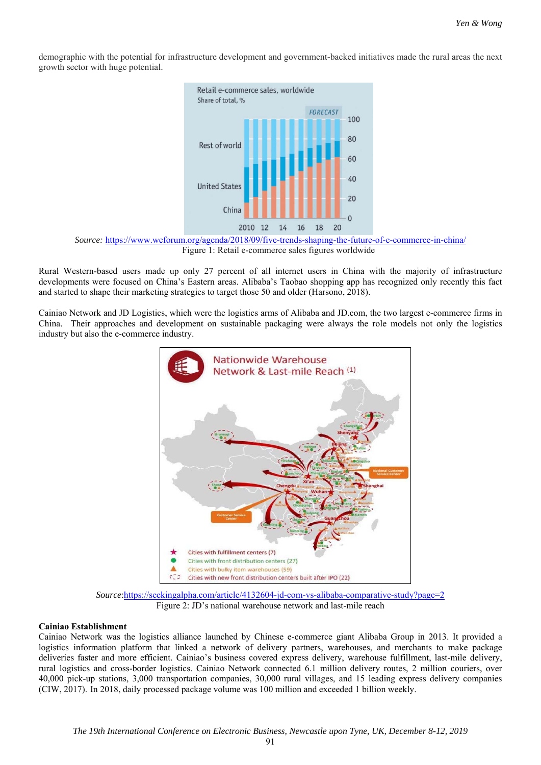demographic with the potential for infrastructure development and government-backed initiatives made the rural areas the next growth sector with huge potential.

*Source:* https://www.weforum.org/agenda/2018/09/five-trends-shaping-the-future-of-e-commerce-in-china/

Figure 1: Retail e-commerce sales figures worldwide

Rural Western-based users made up only 27 percent of all internet users in China with the majority of infrastructure developments were focused on China's Eastern areas. Alibaba's Taobao shopping app has recognized only recently this fact and started to shape their marketing strategies to target those 50 and older (Harsono, 2018).

Cainiao Network and JD Logistics, which were the logistics arms of Alibaba and JD.com, the two largest e-commerce firms in China. Their approaches and development on sustainable packaging were always the role models not only the logistics industry but also the e-commerce industry.

*Source:* https://seekingalpha.com/article/4132604-jd-com-vs-alibaba-comparative-study?page=2

Figure 2: JD's national warehouse network and last-mile reach

**Cainiao Establishment**

Cainiao Network was the logistics alliance launched by Chinese e-commerce giant Alibaba Group in 2013. It provided a logistics information platform that linked a network of delivery partners, warehouses, and merchants to make package deliveries faster and more efficient. Cainiao's business covered express delivery, warehouse fulfillment, last-mile delivery, rural logistics and cross-border logistics. Cainiao Network connected 6.1 million delivery routes, 2 million couriers, over 40,000 pick-up stations, 3,000 transportation companies, 30,000 rural villages, and 15 leading express delivery companies (CIW, 2017). In 2018, daily processed package volume was 100 million and exceeded 1 billion weekly.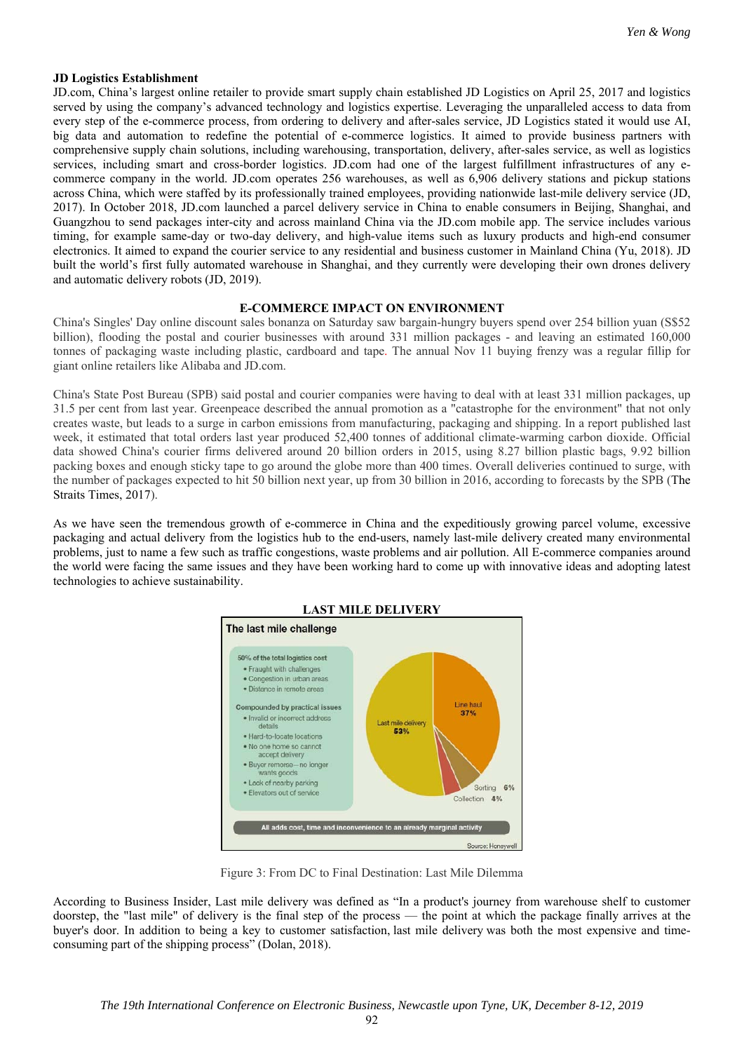### JD Logistics Establishment

JD.com, China's largest online retailer to provide smart supply chain established JD Logistics on April 25, 2017 and logistics served by using the company's advanced technology and logistics expertise. Leveraging the unparalleled access to data from every step of the e-commerce process, from ordering to delivery and after-sales service, JD Logistics stated it would use AI, big data and automation to redefine the potential of e-commerce logistics. It aimed to provide business partners with comprehensive supply chain solutions, including warehousing, transportation, delivery, after-sales service, as well as logistics services, including smart and cross-border logistics. JD.com had one of the largest fulfillment infrastructures of any e-commerce company in the world. JD.com operates 256 warehouses, as well as 6,906 delivery stations and pickup stations across China, which were staffed by its professionally trained employees, providing nationwide last-mile delivery service (JD, 2017). In October 2018, JD.com launched a parcel delivery service in China to enable consumers in Beijing, Shanghai, and Guangzhou to send packages inter-city and across mainland China via the JD.com mobile app. The service includes various timing, for example same-day or two-day delivery, and high-value items such as luxury products and high-end consumer electronics. It aimed to expand the courier service to any residential and business customer in Mainland China (Yu, 2018). JD built the world's first fully automated warehouse in Shanghai, and they currently were developing their own drones delivery and automatic delivery robots (JD, 2019).

## E-COMMERCE IMPACT ON ENVIRONMENT

China's Singles' Day online discount sales bonanza on Saturday saw bargain-hungry buyers spend over 254 billion yuan (S$52 billion), flooding the postal and courier businesses with around 331 million packages - and leaving an estimated 160,000 tonnes of packaging waste including plastic, cardboard and tape. The annual Nov 11 buying frenzy was a regular fillip for giant online retailers like Alibaba and JD.com.

China's State Post Bureau (SPB) said postal and courier companies were having to deal with at least 331 million packages, up 31.5 per cent from last year. Greenpeace described the annual promotion as a "catastrophe for the environment" that not only creates waste, but leads to a surge in carbon emissions from manufacturing, packaging and shipping. In a report published last week, it estimated that total orders last year produced 52,400 tonnes of additional climate-warming carbon dioxide. Official data showed China's courier firms delivered around 20 billion orders in 2015, using 8.27 billion plastic bags, 9.92 billion packing boxes and enough sticky tape to go around the globe more than 400 times. Overall deliveries continued to surge, with the number of packages expected to hit 50 billion next year, up from 30 billion in 2016, according to forecasts by the SPB (The Straits Times, 2017).

As we have seen the tremendous growth of e-commerce in China and the expeditiously growing parcel volume, excessive packaging and actual delivery from the logistics hub to the end-users, namely last-mile delivery created many environmental problems, just to name a few such as traffic congestions, waste problems and air pollution. All E-commerce companies around the world were facing the same issues and they have been working hard to come up with innovative ideas and adopting latest technologies to achieve sustainability.

## LAST MILE DELIVERY

**The last mile challenge**

50% of the total logistics cost
- Fraught with challenges
- Congestion in urban areas
- Distance in remote areas

Compounded by practical issues
- Invalid or incorrect address details
- Hard-to-locate locations
- No one home so cannot accept delivery
- Buyer remorse—no longer wants goods
- Lack of nearby parking
- Elevators out of service

Last mile delivery 53%; Line haul 37%; Sorting 6%; Collection 4%

All adds cost, time and inconvenience to an already marginal activity

Source: Honeywell

Figure 3: From DC to Final Destination: Last Mile Dilemma

According to Business Insider, Last mile delivery was defined as "In a product's journey from warehouse shelf to customer doorstep, the "last mile" of delivery is the final step of the process — the point at which the package finally arrives at the buyer's door. In addition to being a key to customer satisfaction, last mile delivery was both the most expensive and time-consuming part of the shipping process" (Dolan, 2018).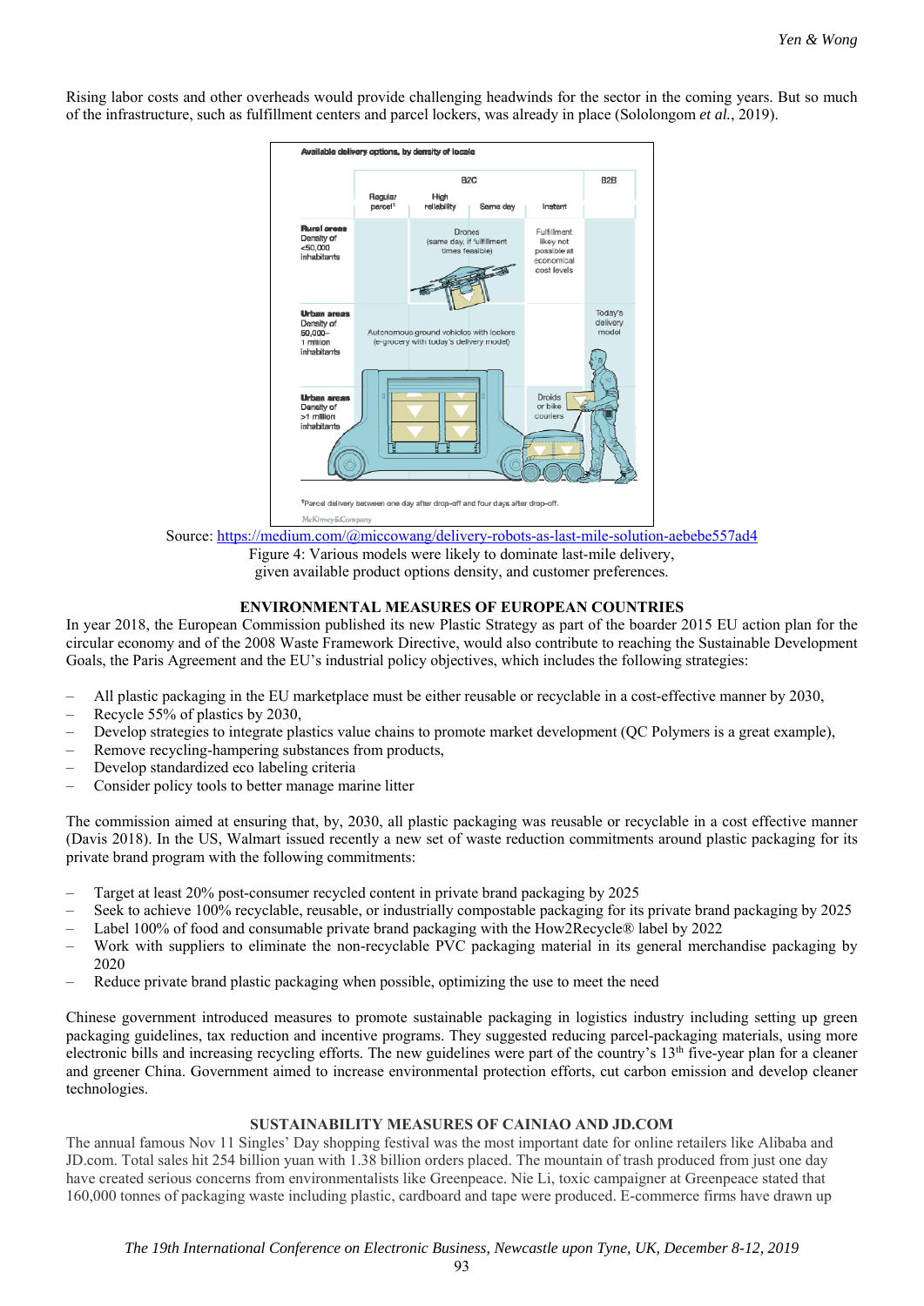Rising labor costs and other overheads would provide challenging headwinds for the sector in the coming years. But so much of the infrastructure, such as fulfillment centers and parcel lockers, was already in place (Sololongom *et al.*, 2019).

Source: https://medium.com/@miccowang/delivery-robots-as-last-mile-solution-aebebe557ad4

Figure 4: Various models were likely to dominate last-mile delivery, given available product options density, and customer preferences.

## ENVIRONMENTAL MEASURES OF EUROPEAN COUNTRIES

In year 2018, the European Commission published its new Plastic Strategy as part of the boarder 2015 EU action plan for the circular economy and of the 2008 Waste Framework Directive, would also contribute to reaching the Sustainable Development Goals, the Paris Agreement and the EU's industrial policy objectives, which includes the following strategies:

- All plastic packaging in the EU marketplace must be either reusable or recyclable in a cost-effective manner by 2030,
- Recycle 55% of plastics by 2030,
- Develop strategies to integrate plastics value chains to promote market development (QC Polymers is a great example),
- Remove recycling-hampering substances from products,
- Develop standardized eco labeling criteria
- Consider policy tools to better manage marine litter

The commission aimed at ensuring that, by, 2030, all plastic packaging was reusable or recyclable in a cost effective manner (Davis 2018). In the US, Walmart issued recently a new set of waste reduction commitments around plastic packaging for its private brand program with the following commitments:

- Target at least 20% post-consumer recycled content in private brand packaging by 2025
- Seek to achieve 100% recyclable, reusable, or industrially compostable packaging for its private brand packaging by 2025
- Label 100% of food and consumable private brand packaging with the How2Recycle® label by 2022
- Work with suppliers to eliminate the non-recyclable PVC packaging material in its general merchandise packaging by 2020
- Reduce private brand plastic packaging when possible, optimizing the use to meet the need

Chinese government introduced measures to promote sustainable packaging in logistics industry including setting up green packaging guidelines, tax reduction and incentive programs. They suggested reducing parcel-packaging materials, using more electronic bills and increasing recycling efforts. The new guidelines were part of the country's 13th five-year plan for a cleaner and greener China. Government aimed to increase environmental protection efforts, cut carbon emission and develop cleaner technologies.

## SUSTAINABILITY MEASURES OF CAINIAO AND JD.COM

The annual famous Nov 11 Singles' Day shopping festival was the most important date for online retailers like Alibaba and JD.com. Total sales hit 254 billion yuan with 1.38 billion orders placed. The mountain of trash produced from just one day have created serious concerns from environmentalists like Greenpeace. Nie Li, toxic campaigner at Greenpeace stated that 160,000 tonnes of packaging waste including plastic, cardboard and tape were produced. E-commerce firms have drawn up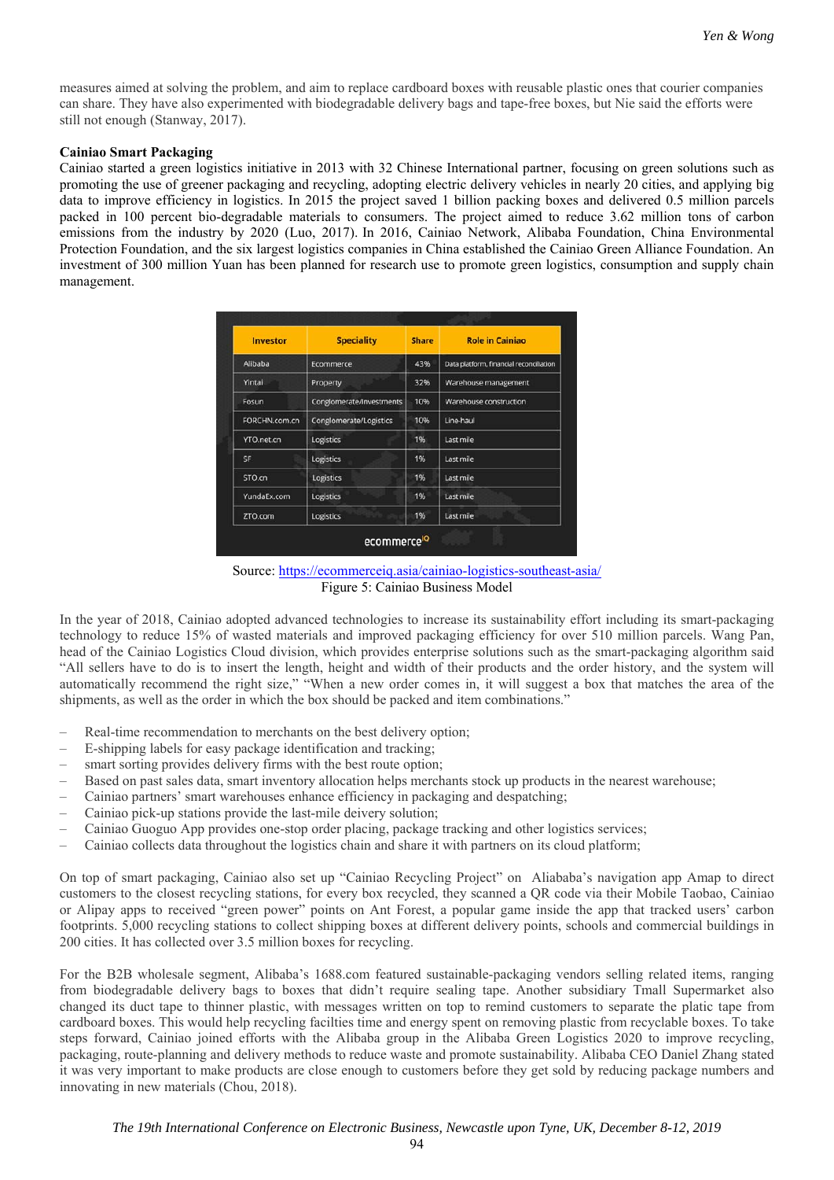measures aimed at solving the problem, and aim to replace cardboard boxes with reusable plastic ones that courier companies can share. They have also experimented with biodegradable delivery bags and tape-free boxes, but Nie said the efforts were still not enough (Stanway, 2017).

**Cainiao Smart Packaging**

Cainiao started a green logistics initiative in 2013 with 32 Chinese International partner, focusing on green solutions such as promoting the use of greener packaging and recycling, adopting electric delivery vehicles in nearly 20 cities, and applying big data to improve efficiency in logistics. In 2015 the project saved 1 billion packing boxes and delivered 0.5 million parcels packed in 100 percent bio-degradable materials to consumers. The project aimed to reduce 3.62 million tons of carbon emissions from the industry by 2020 (Luo, 2017). In 2016, Cainiao Network, Alibaba Foundation, China Environmental Protection Foundation, and the six largest logistics companies in China established the Cainiao Green Alliance Foundation. An investment of 300 million Yuan has been planned for research use to promote green logistics, consumption and supply chain management.

| Investor | Speciality | Share | Role in Cainiao |
|---|---|---|---|
| Alibaba | Ecommerce | 43% | Data platform, financial reconciliation |
| Yintai | Property | 32% | Warehouse management |
| Fosun | Conglomerate/Investments | 10% | Warehouse construction |
| FORCHN.com.cn | Conglomerate/Logistics | 10% | Line-haul |
| YTO.net.cn | Logistics | 1% | Last mile |
| SF | Logistics | 1% | Last mile |
| STO.cn | Logistics | 1% | Last mile |
| YundaEx.com | Logistics | 1% | Last mile |
| ZTO.com | Logistics | 1% | Last mile |

ecommerceIQ

Source: https://ecommerceiq.asia/cainiao-logistics-southeast-asia/

Figure 5: Cainiao Business Model

In the year of 2018, Cainiao adopted advanced technologies to increase its sustainability effort including its smart-packaging technology to reduce 15% of wasted materials and improved packaging efficiency for over 510 million parcels. Wang Pan, head of the Cainiao Logistics Cloud division, which provides enterprise solutions such as the smart-packaging algorithm said "All sellers have to do is to insert the length, height and width of their products and the order history, and the system will automatically recommend the right size," "When a new order comes in, it will suggest a box that matches the area of the shipments, as well as the order in which the box should be packed and item combinations."

- Real-time recommendation to merchants on the best delivery option;
- E-shipping labels for easy package identification and tracking;
- smart sorting provides delivery firms with the best route option;
- Based on past sales data, smart inventory allocation helps merchants stock up products in the nearest warehouse;
- Cainiao partners' smart warehouses enhance efficiency in packaging and despatching;
- Cainiao pick-up stations provide the last-mile deivery solution;
- Cainiao Guoguo App provides one-stop order placing, package tracking and other logistics services;
- Cainiao collects data throughout the logistics chain and share it with partners on its cloud platform;

On top of smart packaging, Cainiao also set up "Cainiao Recycling Project" on Aliababa's navigation app Amap to direct customers to the closest recycling stations, for every box recycled, they scanned a QR code via their Mobile Taobao, Cainiao or Alipay apps to received "green power" points on Ant Forest, a popular game inside the app that tracked users' carbon footprints. 5,000 recycling stations to collect shipping boxes at different delivery points, schools and commercial buildings in 200 cities. It has collected over 3.5 million boxes for recycling.

For the B2B wholesale segment, Alibaba's 1688.com featured sustainable-packaging vendors selling related items, ranging from biodegradable delivery bags to boxes that didn't require sealing tape. Another subsidiary Tmall Supermarket also changed its duct tape to thinner plastic, with messages written on top to remind customers to separate the platic tape from cardboard boxes. This would help recycling facilties time and energy spent on removing plastic from recyclable boxes. To take steps forward, Cainiao joined efforts with the Alibaba group in the Alibaba Green Logistics 2020 to improve recycling, packaging, route-planning and delivery methods to reduce waste and promote sustainability. Alibaba CEO Daniel Zhang stated it was very important to make products are close enough to customers before they get sold by reducing package numbers and innovating in new materials (Chou, 2018).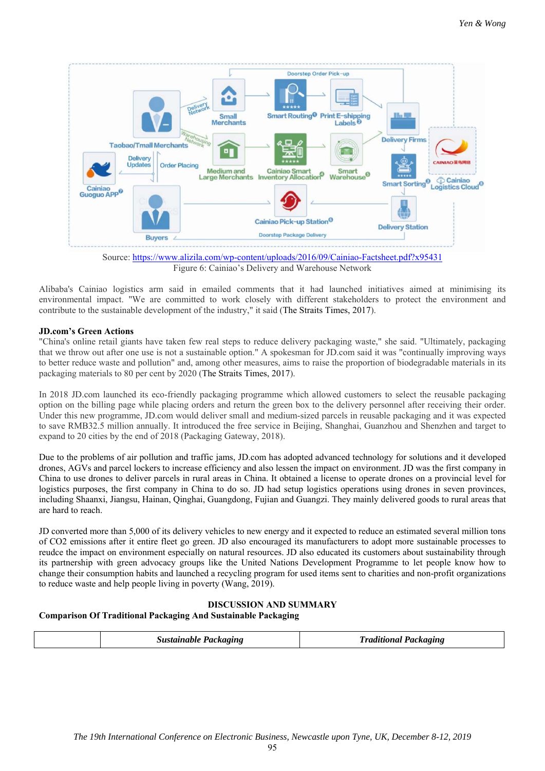Source: https://www.alizila.com/wp-content/uploads/2016/09/Cainiao-Factsheet.pdf?x95431

Figure 6: Cainiao's Delivery and Warehouse Network

Alibaba's Cainiao logistics arm said in emailed comments that it had launched initiatives aimed at minimising its environmental impact. "We are committed to work closely with different stakeholders to protect the environment and contribute to the sustainable development of the industry," it said (The Straits Times, 2017).

**JD.com's Green Actions**

"China's online retail giants have taken few real steps to reduce delivery packaging waste," she said. "Ultimately, packaging that we throw out after one use is not a sustainable option." A spokesman for JD.com said it was "continually improving ways to better reduce waste and pollution" and, among other measures, aims to raise the proportion of biodegradable materials in its packaging materials to 80 per cent by 2020 (The Straits Times, 2017).

In 2018 JD.com launched its eco-friendly packaging programme which allowed customers to select the reusable packaging option on the billing page while placing orders and return the green box to the delivery personnel after receiving their order. Under this new programme, JD.com would deliver small and medium-sized parcels in reusable packaging and it was expected to save RMB32.5 million annually. It introduced the free service in Beijing, Shanghai, Guanzhou and Shenzhen and target to expand to 20 cities by the end of 2018 (Packaging Gateway, 2018).

Due to the problems of air pollution and traffic jams, JD.com has adopted advanced technology for solutions and it developed drones, AGVs and parcel lockers to increase efficiency and also lessen the impact on environment. JD was the first company in China to use drones to deliver parcels in rural areas in China. It obtained a license to operate drones on a provincial level for logistics purposes, the first company in China to do so. JD had setup logistics operations using drones in seven provinces, including Shaanxi, Jiangsu, Hainan, Qinghai, Guangdong, Fujian and Guangzi. They mainly delivered goods to rural areas that are hard to reach.

JD converted more than 5,000 of its delivery vehicles to new energy and it expected to reduce an estimated several million tons of CO2 emissions after it entire fleet go green. JD also encouraged its manufacturers to adopt more sustainable processes to reudce the impact on environment especially on natural resources. JD also educated its customers about sustainability through its partnership with green advocacy groups like the United Nations Development Programme to let people know how to change their consumption habits and launched a recycling program for used items sent to charities and non-profit organizations to reduce waste and help people living in poverty (Wang, 2019).

## DISCUSSION AND SUMMARY

**Comparison Of Traditional Packaging And Sustainable Packaging**

| | ***Sustainable Packaging*** | ***Traditional Packaging*** |
|---|---|---|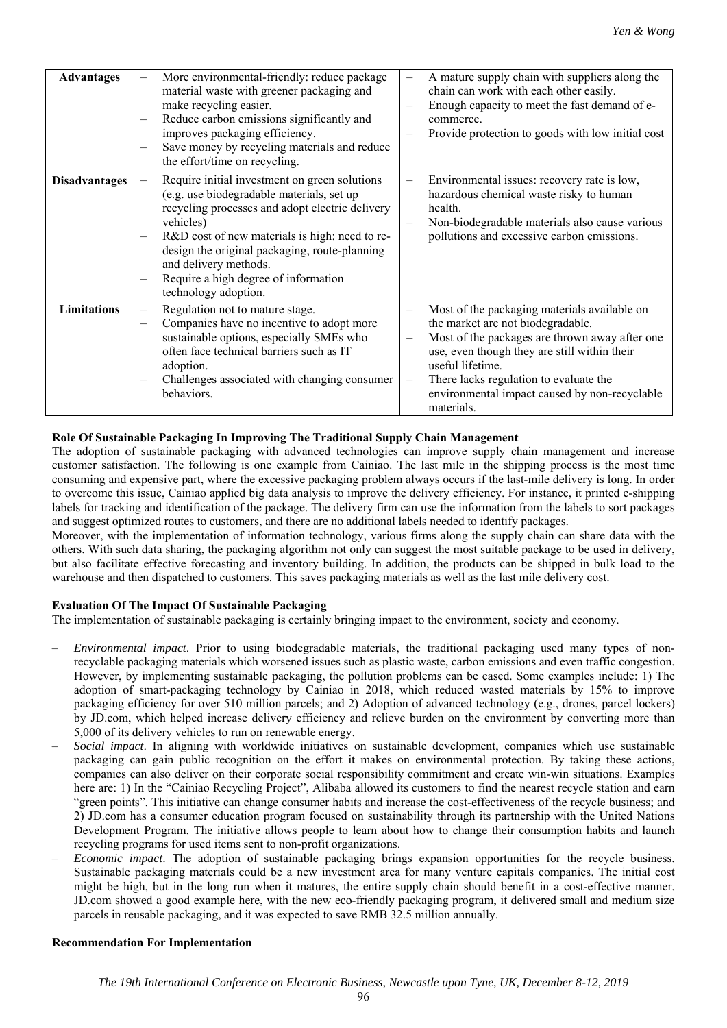| | | |
|---|---|---|
| **Advantages** | – More environmental-friendly: reduce package material waste with greener packaging and make recycling easier.<br>– Reduce carbon emissions significantly and improves packaging efficiency.<br>– Save money by recycling materials and reduce the effort/time on recycling. | – A mature supply chain with suppliers along the chain can work with each other easily.<br>– Enough capacity to meet the fast demand of e-commerce.<br>– Provide protection to goods with low initial cost |
| **Disadvantages** | – Require initial investment on green solutions (e.g. use biodegradable materials, set up recycling processes and adopt electric delivery vehicles)<br>– R&D cost of new materials is high: need to re-design the original packaging, route-planning and delivery methods.<br>– Require a high degree of information technology adoption. | – Environmental issues: recovery rate is low, hazardous chemical waste risky to human health.<br>– Non-biodegradable materials also cause various pollutions and excessive carbon emissions. |
| **Limitations** | – Regulation not to mature stage.<br>– Companies have no incentive to adopt more sustainable options, especially SMEs who often face technical barriers such as IT adoption.<br>– Challenges associated with changing consumer behaviors. | – Most of the packaging materials available on the market are not biodegradable.<br>– Most of the packages are thrown away after one use, even though they are still within their useful lifetime.<br>– There lacks regulation to evaluate the environmental impact caused by non-recyclable materials. |

**Role Of Sustainable Packaging In Improving The Traditional Supply Chain Management**

The adoption of sustainable packaging with advanced technologies can improve supply chain management and increase customer satisfaction. The following is one example from Cainiao. The last mile in the shipping process is the most time consuming and expensive part, where the excessive packaging problem always occurs if the last-mile delivery is long. In order to overcome this issue, Cainiao applied big data analysis to improve the delivery efficiency. For instance, it printed e-shipping labels for tracking and identification of the package. The delivery firm can use the information from the labels to sort packages and suggest optimized routes to customers, and there are no additional labels needed to identify packages.

Moreover, with the implementation of information technology, various firms along the supply chain can share data with the others. With such data sharing, the packaging algorithm not only can suggest the most suitable package to be used in delivery, but also facilitate effective forecasting and inventory building. In addition, the products can be shipped in bulk load to the warehouse and then dispatched to customers. This saves packaging materials as well as the last mile delivery cost.

**Evaluation Of The Impact Of Sustainable Packaging**

The implementation of sustainable packaging is certainly bringing impact to the environment, society and economy.

- *Environmental impact*. Prior to using biodegradable materials, the traditional packaging used many types of non-recyclable packaging materials which worsened issues such as plastic waste, carbon emissions and even traffic congestion. However, by implementing sustainable packaging, the pollution problems can be eased. Some examples include: 1) The adoption of smart-packaging technology by Cainiao in 2018, which reduced wasted materials by 15% to improve packaging efficiency for over 510 million parcels; and 2) Adoption of advanced technology (e.g., drones, parcel lockers) by JD.com, which helped increase delivery efficiency and relieve burden on the environment by converting more than 5,000 of its delivery vehicles to run on renewable energy.
- *Social impact*. In aligning with worldwide initiatives on sustainable development, companies which use sustainable packaging can gain public recognition on the effort it makes on environmental protection. By taking these actions, companies can also deliver on their corporate social responsibility commitment and create win-win situations. Examples here are: 1) In the "Cainiao Recycling Project", Alibaba allowed its customers to find the nearest recycle station and earn "green points". This initiative can change consumer habits and increase the cost-effectiveness of the recycle business; and 2) JD.com has a consumer education program focused on sustainability through its partnership with the United Nations Development Program. The initiative allows people to learn about how to change their consumption habits and launch recycling programs for used items sent to non-profit organizations.
- *Economic impact*. The adoption of sustainable packaging brings expansion opportunities for the recycle business. Sustainable packaging materials could be a new investment area for many venture capitals companies. The initial cost might be high, but in the long run when it matures, the entire supply chain should benefit in a cost-effective manner. JD.com showed a good example here, with the new eco-friendly packaging program, it delivered small and medium size parcels in reusable packaging, and it was expected to save RMB 32.5 million annually.

**Recommendation For Implementation**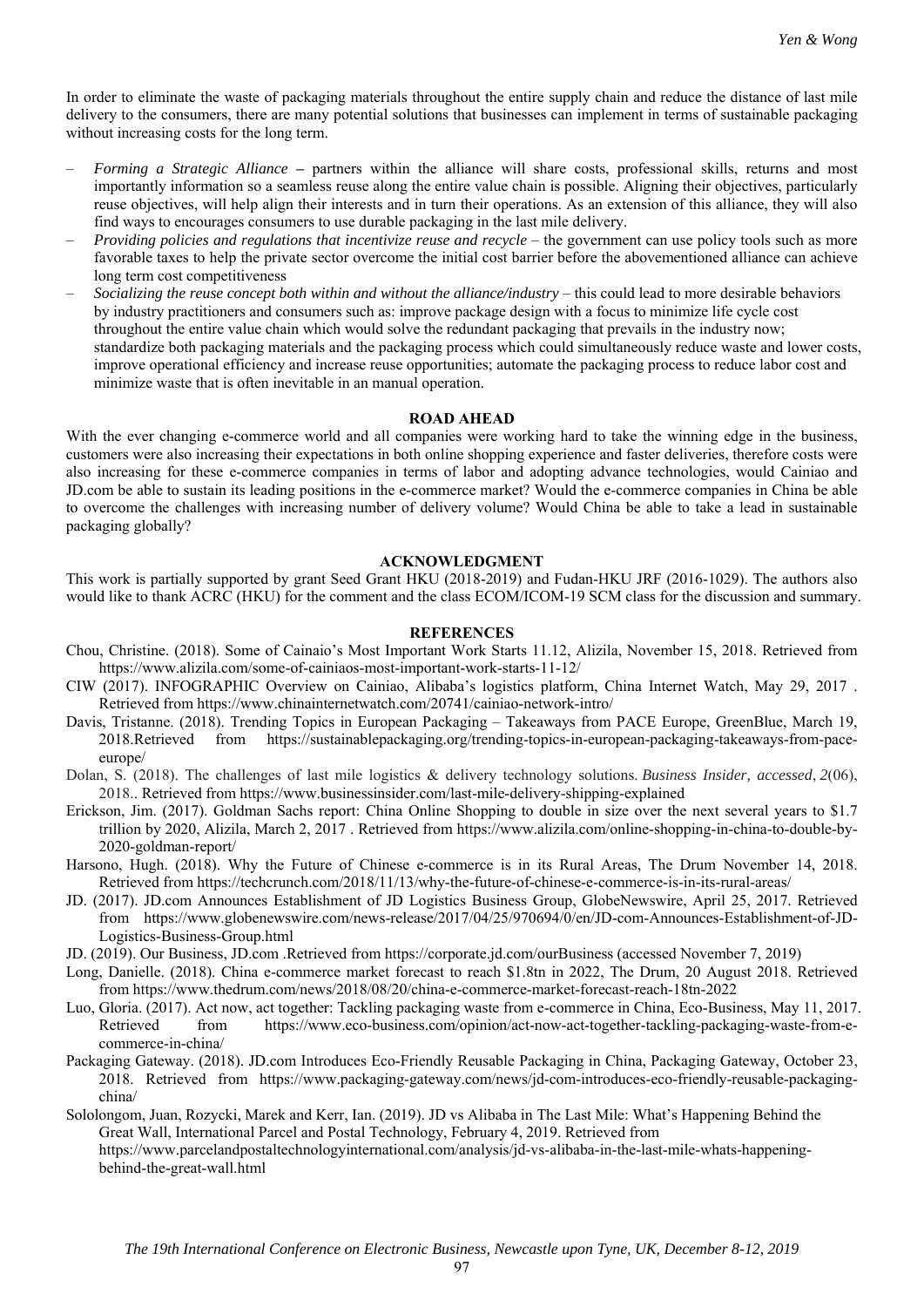In order to eliminate the waste of packaging materials throughout the entire supply chain and reduce the distance of last mile delivery to the consumers, there are many potential solutions that businesses can implement in terms of sustainable packaging without increasing costs for the long term.

- *Forming a Strategic Alliance* **–** partners within the alliance will share costs, professional skills, returns and most importantly information so a seamless reuse along the entire value chain is possible. Aligning their objectives, particularly reuse objectives, will help align their interests and in turn their operations. As an extension of this alliance, they will also find ways to encourages consumers to use durable packaging in the last mile delivery.
- *Providing policies and regulations that incentivize reuse and recycle* – the government can use policy tools such as more favorable taxes to help the private sector overcome the initial cost barrier before the abovementioned alliance can achieve long term cost competitiveness
- *Socializing the reuse concept both within and without the alliance/industry* – this could lead to more desirable behaviors by industry practitioners and consumers such as: improve package design with a focus to minimize life cycle cost throughout the entire value chain which would solve the redundant packaging that prevails in the industry now; standardize both packaging materials and the packaging process which could simultaneously reduce waste and lower costs, improve operational efficiency and increase reuse opportunities; automate the packaging process to reduce labor cost and minimize waste that is often inevitable in an manual operation.

## ROAD AHEAD

With the ever changing e-commerce world and all companies were working hard to take the winning edge in the business, customers were also increasing their expectations in both online shopping experience and faster deliveries, therefore costs were also increasing for these e-commerce companies in terms of labor and adopting advance technologies, would Cainiao and JD.com be able to sustain its leading positions in the e-commerce market? Would the e-commerce companies in China be able to overcome the challenges with increasing number of delivery volume? Would China be able to take a lead in sustainable packaging globally?

## ACKNOWLEDGMENT

This work is partially supported by grant Seed Grant HKU (2018-2019) and Fudan-HKU JRF (2016-1029). The authors also would like to thank ACRC (HKU) for the comment and the class ECOM/ICOM-19 SCM class for the discussion and summary.

## REFERENCES

Chou, Christine. (2018). Some of Cainaio's Most Important Work Starts 11.12, Alizila, November 15, 2018. Retrieved from https://www.alizila.com/some-of-cainiaos-most-important-work-starts-11-12/

CIW (2017). INFOGRAPHIC Overview on Cainiao, Alibaba's logistics platform, China Internet Watch, May 29, 2017 . Retrieved from https://www.chinainternetwatch.com/20741/cainiao-network-intro/

Davis, Tristanne. (2018). Trending Topics in European Packaging – Takeaways from PACE Europe, GreenBlue, March 19, 2018.Retrieved from https://sustainablepackaging.org/trending-topics-in-european-packaging-takeaways-from-pace-europe/

Dolan, S. (2018). The challenges of last mile logistics & delivery technology solutions. *Business Insider, accessed*, *2*(06), 2018.. Retrieved from https://www.businessinsider.com/last-mile-delivery-shipping-explained

Erickson, Jim. (2017). Goldman Sachs report: China Online Shopping to double in size over the next several years to $1.7 trillion by 2020, Alizila, March 2, 2017 . Retrieved from https://www.alizila.com/online-shopping-in-china-to-double-by-2020-goldman-report/

Harsono, Hugh. (2018). Why the Future of Chinese e-commerce is in its Rural Areas, The Drum November 14, 2018. Retrieved from https://techcrunch.com/2018/11/13/why-the-future-of-chinese-e-commerce-is-in-its-rural-areas/

JD. (2017). JD.com Announces Establishment of JD Logistics Business Group, GlobeNewswire, April 25, 2017. Retrieved from https://www.globenewswire.com/news-release/2017/04/25/970694/0/en/JD-com-Announces-Establishment-of-JD-Logistics-Business-Group.html

JD. (2019). Our Business, JD.com .Retrieved from https://corporate.jd.com/ourBusiness (accessed November 7, 2019)

Long, Danielle. (2018). China e-commerce market forecast to reach $1.8tn in 2022, The Drum, 20 August 2018. Retrieved from https://www.thedrum.com/news/2018/08/20/china-e-commerce-market-forecast-reach-18tn-2022

Luo, Gloria. (2017). Act now, act together: Tackling packaging waste from e-commerce in China, Eco-Business, May 11, 2017. Retrieved from https://www.eco-business.com/opinion/act-now-act-together-tackling-packaging-waste-from-e-commerce-in-china/

Packaging Gateway. (2018). JD.com Introduces Eco-Friendly Reusable Packaging in China, Packaging Gateway, October 23, 2018. Retrieved from https://www.packaging-gateway.com/news/jd-com-introduces-eco-friendly-reusable-packaging-china/

Sololongom, Juan, Rozycki, Marek and Kerr, Ian. (2019). JD vs Alibaba in The Last Mile: What's Happening Behind the Great Wall, International Parcel and Postal Technology, February 4, 2019. Retrieved from https://www.parcelandpostaltechnologyinternational.com/analysis/jd-vs-alibaba-in-the-last-mile-whats-happening-behind-the-great-wall.html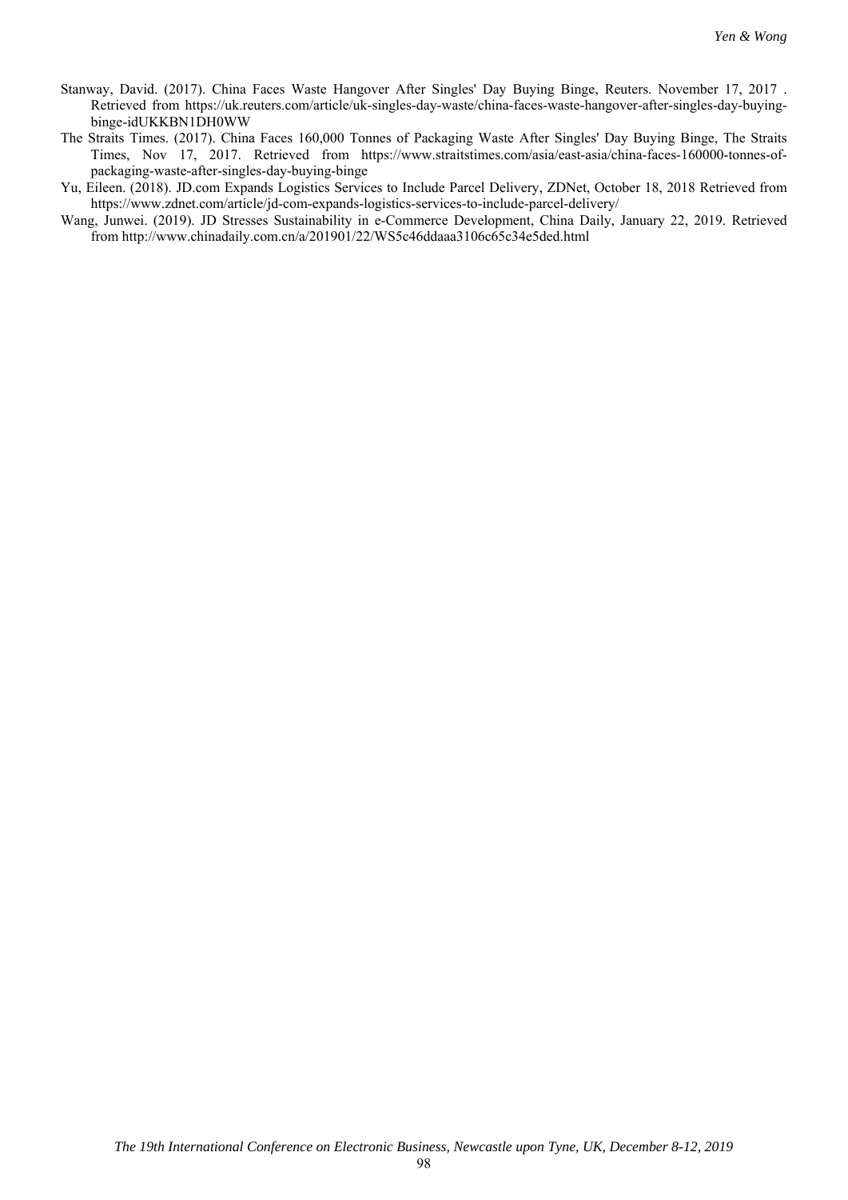Stanway, David. (2017). China Faces Waste Hangover After Singles' Day Buying Binge, Reuters. November 17, 2017 . Retrieved from https://uk.reuters.com/article/uk-singles-day-waste/china-faces-waste-hangover-after-singles-day-buying-binge-idUKKBN1DH0WW

The Straits Times. (2017). China Faces 160,000 Tonnes of Packaging Waste After Singles' Day Buying Binge, The Straits Times, Nov 17, 2017. Retrieved from https://www.straitstimes.com/asia/east-asia/china-faces-160000-tonnes-of-packaging-waste-after-singles-day-buying-binge

Yu, Eileen. (2018). JD.com Expands Logistics Services to Include Parcel Delivery, ZDNet, October 18, 2018 Retrieved from https://www.zdnet.com/article/jd-com-expands-logistics-services-to-include-parcel-delivery/

Wang, Junwei. (2019). JD Stresses Sustainability in e-Commerce Development, China Daily, January 22, 2019. Retrieved from http://www.chinadaily.com.cn/a/201901/22/WS5c46ddaaa3106c65c34e5ded.html